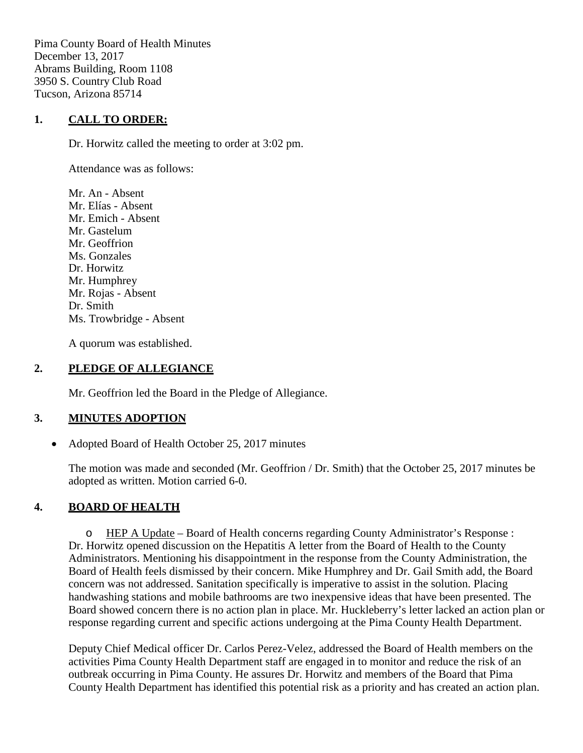Pima County Board of Health Minutes
December 13, 2017
Abrams Building, Room 1108
3950 S. Country Club Road
Tucson, Arizona 85714

## 1. CALL TO ORDER:

Dr. Horwitz called the meeting to order at 3:02 pm.

Attendance was as follows:

Mr. An - Absent
Mr. Elías - Absent
Mr. Emich - Absent
Mr. Gastelum
Mr. Geoffrion
Ms. Gonzales
Dr. Horwitz
Mr. Humphrey
Mr. Rojas - Absent
Dr. Smith
Ms. Trowbridge - Absent

A quorum was established.

## 2. PLEDGE OF ALLEGIANCE

Mr. Geoffrion led the Board in the Pledge of Allegiance.

## 3. MINUTES ADOPTION

- Adopted Board of Health October 25, 2017 minutes

The motion was made and seconded (Mr. Geoffrion / Dr. Smith) that the October 25, 2017 minutes be adopted as written. Motion carried 6-0.

## 4. BOARD OF HEALTH

- HEP A Update – Board of Health concerns regarding County Administrator's Response : Dr. Horwitz opened discussion on the Hepatitis A letter from the Board of Health to the County Administrators. Mentioning his disappointment in the response from the County Administration, the Board of Health feels dismissed by their concern. Mike Humphrey and Dr. Gail Smith add, the Board concern was not addressed. Sanitation specifically is imperative to assist in the solution. Placing handwashing stations and mobile bathrooms are two inexpensive ideas that have been presented. The Board showed concern there is no action plan in place. Mr. Huckleberry's letter lacked an action plan or response regarding current and specific actions undergoing at the Pima County Health Department.

Deputy Chief Medical officer Dr. Carlos Perez-Velez, addressed the Board of Health members on the activities Pima County Health Department staff are engaged in to monitor and reduce the risk of an outbreak occurring in Pima County. He assures Dr. Horwitz and members of the Board that Pima County Health Department has identified this potential risk as a priority and has created an action plan.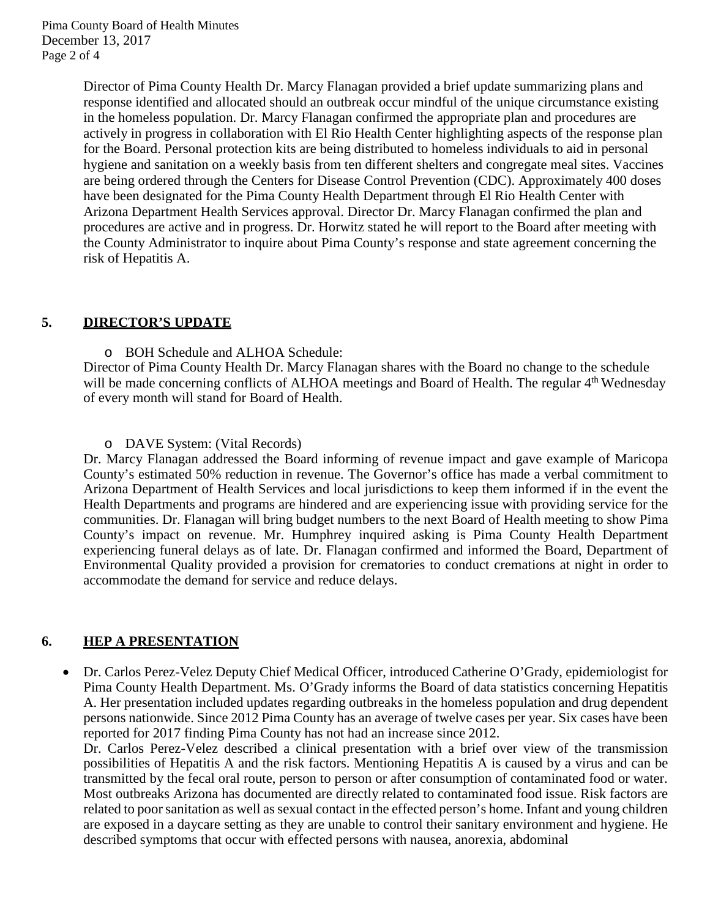Director of Pima County Health Dr. Marcy Flanagan provided a brief update summarizing plans and response identified and allocated should an outbreak occur mindful of the unique circumstance existing in the homeless population. Dr. Marcy Flanagan confirmed the appropriate plan and procedures are actively in progress in collaboration with El Rio Health Center highlighting aspects of the response plan for the Board. Personal protection kits are being distributed to homeless individuals to aid in personal hygiene and sanitation on a weekly basis from ten different shelters and congregate meal sites. Vaccines are being ordered through the Centers for Disease Control Prevention (CDC). Approximately 400 doses have been designated for the Pima County Health Department through El Rio Health Center with Arizona Department Health Services approval. Director Dr. Marcy Flanagan confirmed the plan and procedures are active and in progress. Dr. Horwitz stated he will report to the Board after meeting with the County Administrator to inquire about Pima County's response and state agreement concerning the risk of Hepatitis A.

## 5. DIRECTOR'S UPDATE

- BOH Schedule and ALHOA Schedule:

Director of Pima County Health Dr. Marcy Flanagan shares with the Board no change to the schedule will be made concerning conflicts of ALHOA meetings and Board of Health. The regular 4th Wednesday of every month will stand for Board of Health.

- DAVE System: (Vital Records)

Dr. Marcy Flanagan addressed the Board informing of revenue impact and gave example of Maricopa County's estimated 50% reduction in revenue. The Governor's office has made a verbal commitment to Arizona Department of Health Services and local jurisdictions to keep them informed if in the event the Health Departments and programs are hindered and are experiencing issue with providing service for the communities. Dr. Flanagan will bring budget numbers to the next Board of Health meeting to show Pima County's impact on revenue. Mr. Humphrey inquired asking is Pima County Health Department experiencing funeral delays as of late. Dr. Flanagan confirmed and informed the Board, Department of Environmental Quality provided a provision for crematories to conduct cremations at night in order to accommodate the demand for service and reduce delays.

## 6. HEP A PRESENTATION

- Dr. Carlos Perez-Velez Deputy Chief Medical Officer, introduced Catherine O'Grady, epidemiologist for Pima County Health Department. Ms. O'Grady informs the Board of data statistics concerning Hepatitis A. Her presentation included updates regarding outbreaks in the homeless population and drug dependent persons nationwide. Since 2012 Pima County has an average of twelve cases per year. Six cases have been reported for 2017 finding Pima County has not had an increase since 2012.

  Dr. Carlos Perez-Velez described a clinical presentation with a brief over view of the transmission possibilities of Hepatitis A and the risk factors. Mentioning Hepatitis A is caused by a virus and can be transmitted by the fecal oral route, person to person or after consumption of contaminated food or water. Most outbreaks Arizona has documented are directly related to contaminated food issue. Risk factors are related to poor sanitation as well as sexual contact in the effected person's home. Infant and young children are exposed in a daycare setting as they are unable to control their sanitary environment and hygiene. He described symptoms that occur with effected persons with nausea, anorexia, abdominal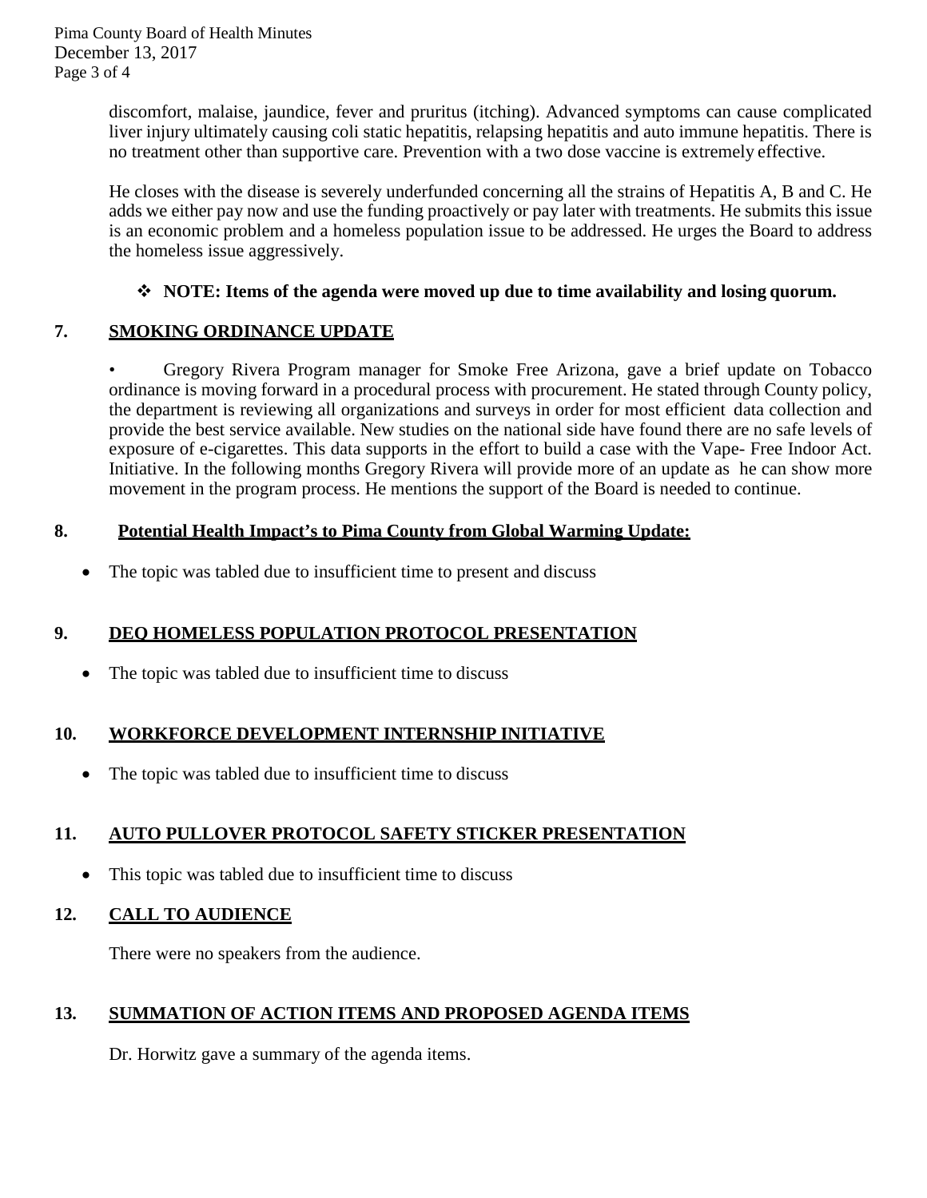discomfort, malaise, jaundice, fever and pruritus (itching). Advanced symptoms can cause complicated liver injury ultimately causing coli static hepatitis, relapsing hepatitis and auto immune hepatitis. There is no treatment other than supportive care. Prevention with a two dose vaccine is extremely effective.

He closes with the disease is severely underfunded concerning all the strains of Hepatitis A, B and C. He adds we either pay now and use the funding proactively or pay later with treatments. He submits this issue is an economic problem and a homeless population issue to be addressed. He urges the Board to address the homeless issue aggressively.

❖ **NOTE: Items of the agenda were moved up due to time availability and losing quorum.**

## 7. SMOKING ORDINANCE UPDATE

- Gregory Rivera Program manager for Smoke Free Arizona, gave a brief update on Tobacco ordinance is moving forward in a procedural process with procurement. He stated through County policy, the department is reviewing all organizations and surveys in order for most efficient data collection and provide the best service available. New studies on the national side have found there are no safe levels of exposure of e-cigarettes. This data supports in the effort to build a case with the Vape- Free Indoor Act. Initiative. In the following months Gregory Rivera will provide more of an update as he can show more movement in the program process. He mentions the support of the Board is needed to continue.

## 8. Potential Health Impact's to Pima County from Global Warming Update:

- The topic was tabled due to insufficient time to present and discuss

## 9. DEQ HOMELESS POPULATION PROTOCOL PRESENTATION

- The topic was tabled due to insufficient time to discuss

## 10. WORKFORCE DEVELOPMENT INTERNSHIP INITIATIVE

- The topic was tabled due to insufficient time to discuss

## 11. AUTO PULLOVER PROTOCOL SAFETY STICKER PRESENTATION

- This topic was tabled due to insufficient time to discuss

## 12. CALL TO AUDIENCE

There were no speakers from the audience.

## 13. SUMMATION OF ACTION ITEMS AND PROPOSED AGENDA ITEMS

Dr. Horwitz gave a summary of the agenda items.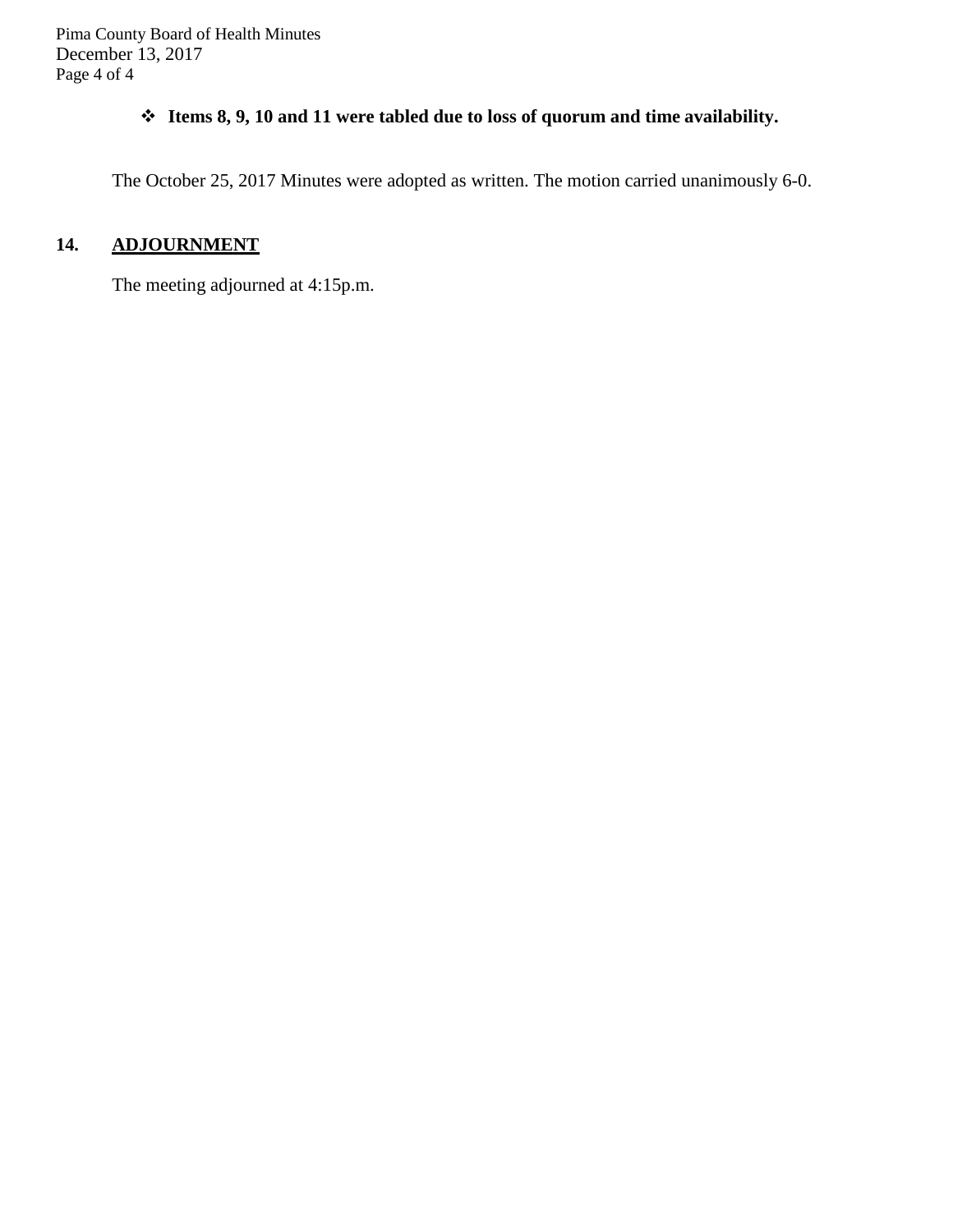- **Items 8, 9, 10 and 11 were tabled due to loss of quorum and time availability.**

The October 25, 2017 Minutes were adopted as written. The motion carried unanimously 6-0.

## 14. ADJOURNMENT

The meeting adjourned at 4:15p.m.